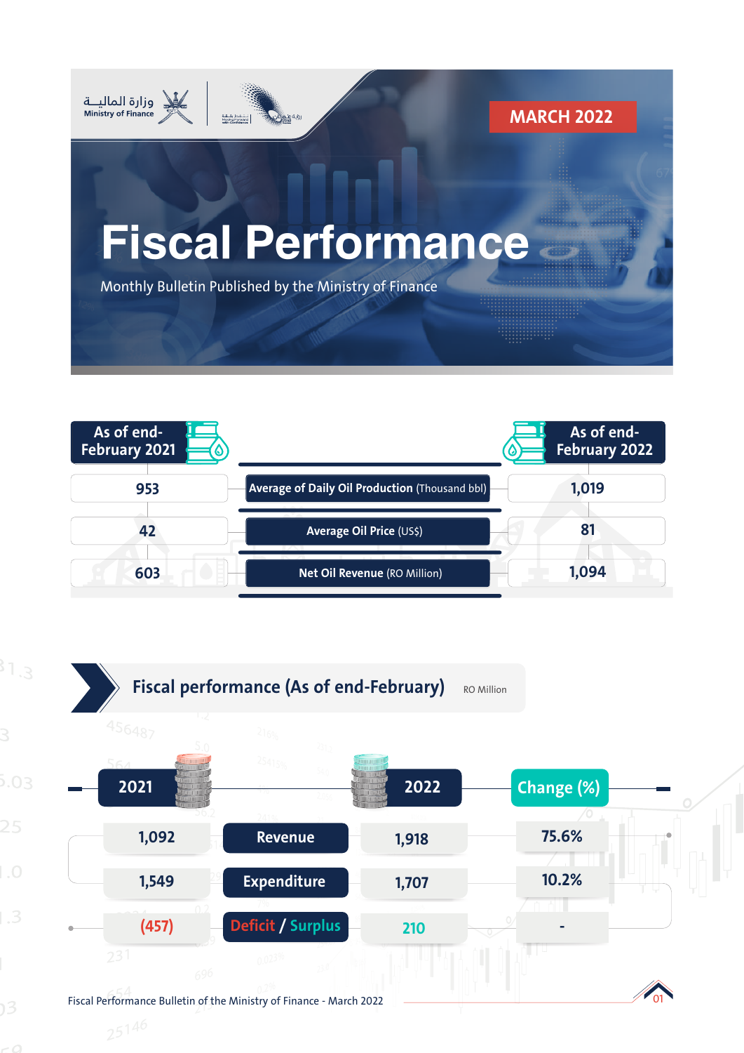وزارة المالية
Ministry of Finance

MARCH 2022

# Fiscal Performance

Monthly Bulletin Published by the Ministry of Finance

| As of end-February 2021 | | As of end-February 2022 |
|---|---|---|
| 953 | **Average of Daily Oil Production** (Thousand bbl) | 1,019 |
| 42 | **Average Oil Price** (US$) | 81 |
| 603 | **Net Oil Revenue** (RO Million) | 1,094 |

## Fiscal performance (As of end-February)

RO Million

| 2021 | | 2022 | Change (%) |
|---|---|---|---|
| 1,092 | Revenue | 1,918 | 75.6% |
| 1,549 | Expenditure | 1,707 | 10.2% |
| (457) | Deficit / Surplus | 210 | - |

Fiscal Performance Bulletin of the Ministry of Finance - March 2022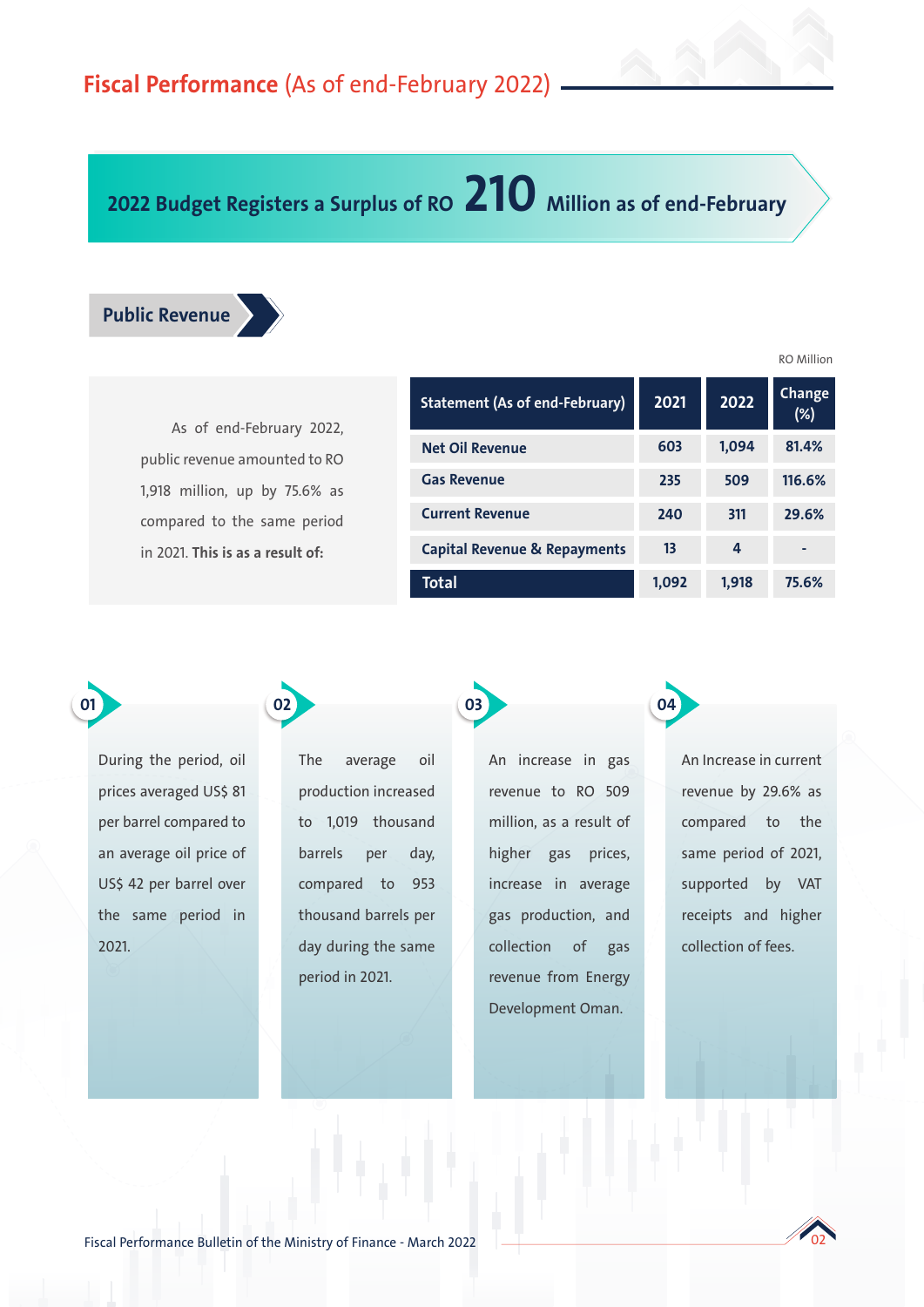# Fiscal Performance (As of end-February 2022)

## 2022 Budget Registers a Surplus of RO 210 Million as of end-February

### Public Revenue

As of end-February 2022, public revenue amounted to RO 1,918 million, up by 75.6% as compared to the same period in 2021. **This is as a result of:**

RO Million

| Statement (As of end-February) | 2021 | 2022 | Change (%) |
|---|---|---|---|
| Net Oil Revenue | 603 | 1,094 | 81.4% |
| Gas Revenue | 235 | 509 | 116.6% |
| Current Revenue | 240 | 311 | 29.6% |
| Capital Revenue & Repayments | 13 | 4 | - |
| Total | 1,092 | 1,918 | 75.6% |

**01**

During the period, oil prices averaged US$ 81 per barrel compared to an average oil price of US$ 42 per barrel over the same period in 2021.

**02**

The average oil production increased to 1,019 thousand barrels per day, compared to 953 thousand barrels per day during the same period in 2021.

**03**

An increase in gas revenue to RO 509 million, as a result of higher gas prices, increase in average gas production, and collection of gas revenue from Energy Development Oman.

**04**

An Increase in current revenue by 29.6% as compared to the same period of 2021, supported by VAT receipts and higher collection of fees.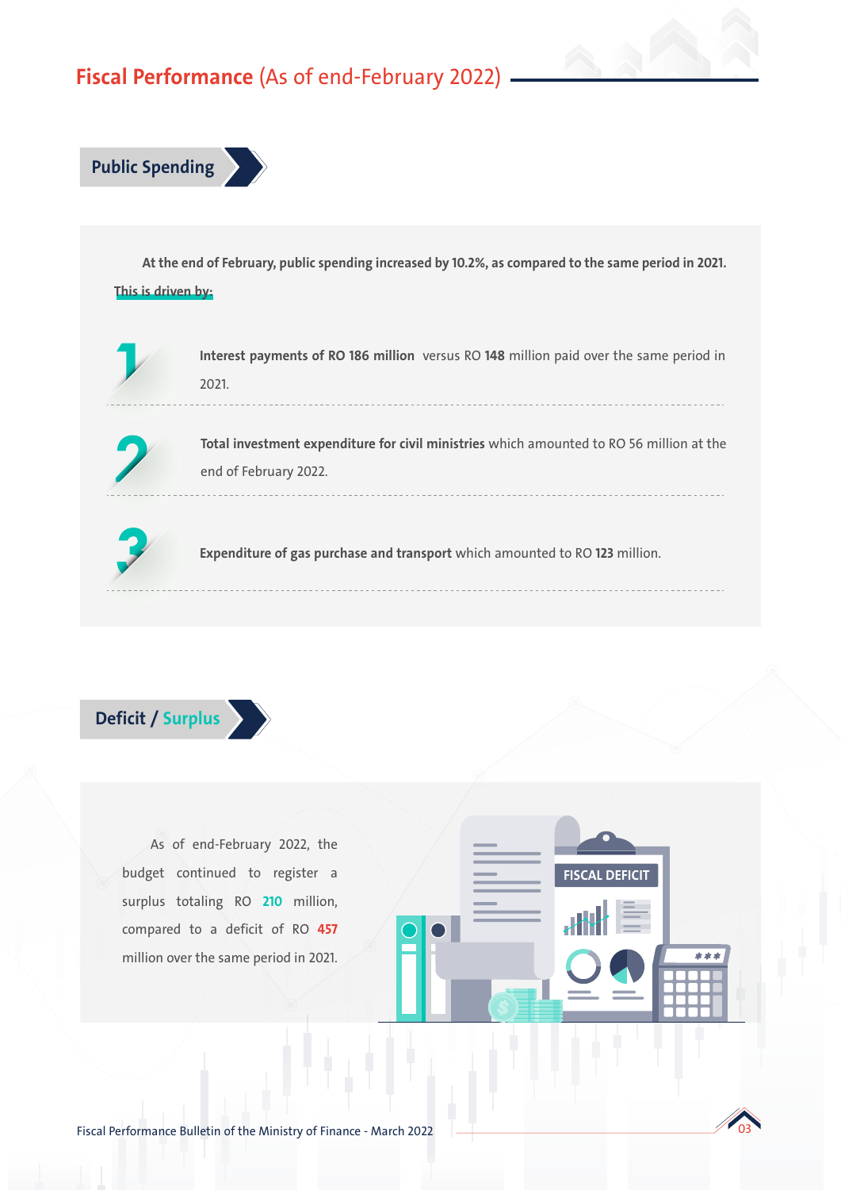# **Fiscal Performance** (As of end-February 2022)

## Public Spending

**At the end of February, public spending increased by 10.2%, as compared to the same period in 2021.**

This is driven by:

1. **Interest payments of RO 186 million** versus RO **148** million paid over the same period in 2021.
2. **Total investment expenditure for civil ministries** which amounted to RO 56 million at the end of February 2022.
3. **Expenditure of gas purchase and transport** which amounted to RO **123** million.

## Deficit / Surplus

As of end-February 2022, the budget continued to register a surplus totaling RO **210** million, compared to a deficit of RO **457** million over the same period in 2021.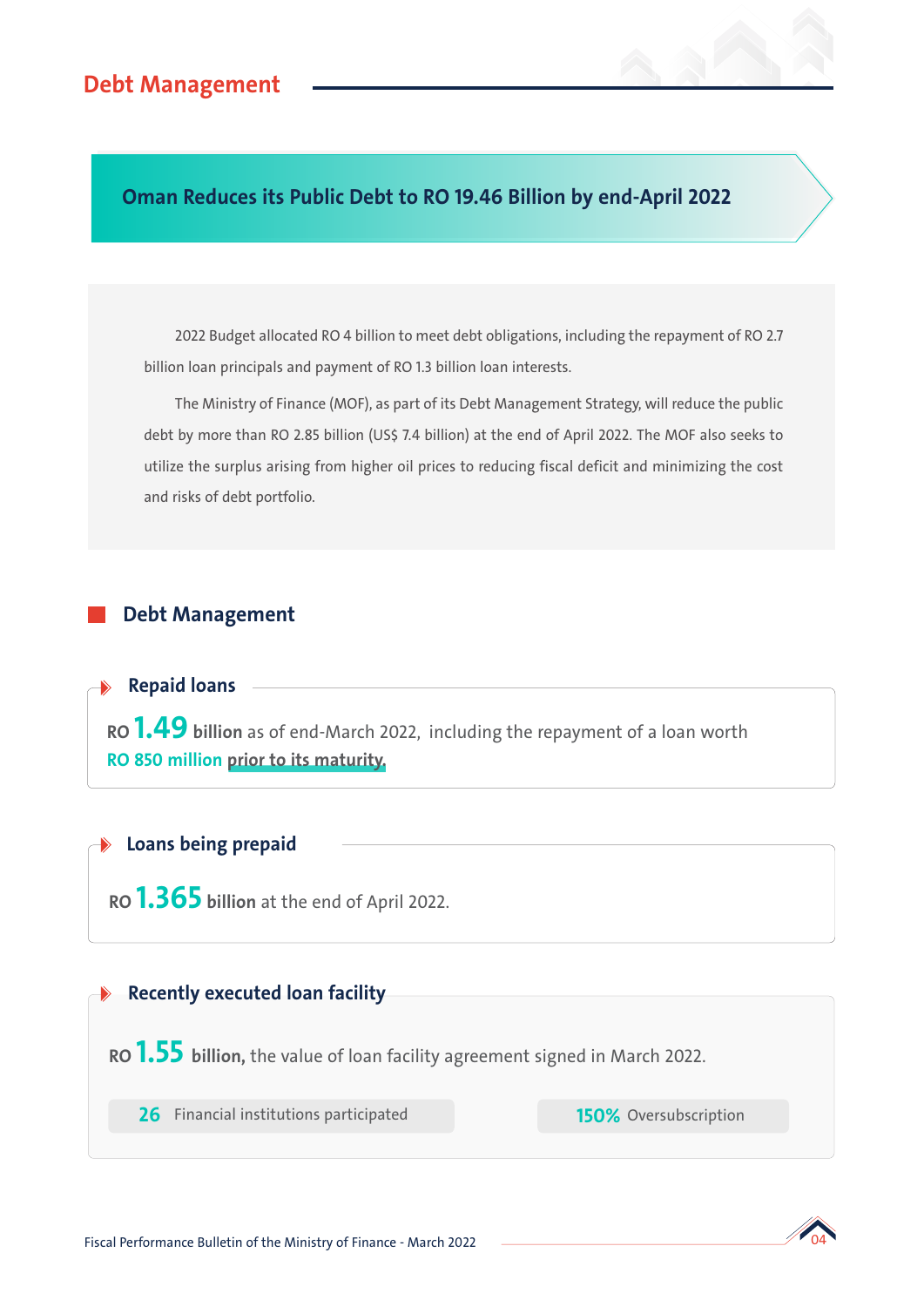# Debt Management

## Oman Reduces its Public Debt to RO 19.46 Billion by end-April 2022

2022 Budget allocated RO 4 billion to meet debt obligations, including the repayment of RO 2.7 billion loan principals and payment of RO 1.3 billion loan interests.

The Ministry of Finance (MOF), as part of its Debt Management Strategy, will reduce the public debt by more than RO 2.85 billion (US$ 7.4 billion) at the end of April 2022. The MOF also seeks to utilize the surplus arising from higher oil prices to reducing fiscal deficit and minimizing the cost and risks of debt portfolio.

## Debt Management

### Repaid loans

**RO 1.49 billion** as of end-March 2022, including the repayment of a loan worth **RO 850 million** prior to its maturity.

### Loans being prepaid

**RO 1.365 billion** at the end of April 2022.

### Recently executed loan facility

**RO 1.55 billion,** the value of loan facility agreement signed in March 2022.

**26** Financial institutions participated

**150%** Oversubscription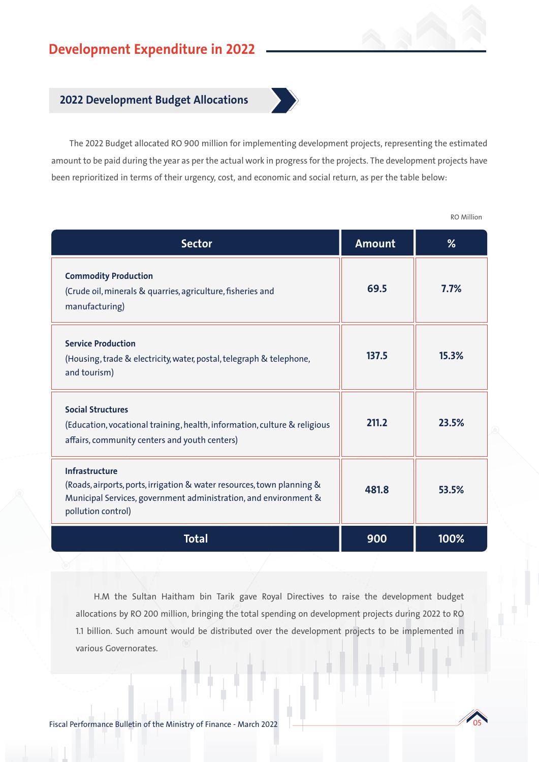# Development Expenditure in 2022

## 2022 Development Budget Allocations

The 2022 Budget allocated RO 900 million for implementing development projects, representing the estimated amount to be paid during the year as per the actual work in progress for the projects. The development projects have been reprioritized in terms of their urgency, cost, and economic and social return, as per the table below:

RO Million

| Sector | Amount | % |
|---|---|---|
| **Commodity Production** (Crude oil, minerals & quarries, agriculture, fisheries and manufacturing) | 69.5 | 7.7% |
| **Service Production** (Housing, trade & electricity, water, postal, telegraph & telephone, and tourism) | 137.5 | 15.3% |
| **Social Structures** (Education, vocational training, health, information, culture & religious affairs, community centers and youth centers) | 211.2 | 23.5% |
| **Infrastructure** (Roads, airports, ports, irrigation & water resources, town planning & Municipal Services, government administration, and environment & pollution control) | 481.8 | 53.5% |
| **Total** | **900** | **100%** |

H.M the Sultan Haitham bin Tarik gave Royal Directives to raise the development budget allocations by RO 200 million, bringing the total spending on development projects during 2022 to RO 1.1 billion. Such amount would be distributed over the development projects to be implemented in various Governorates.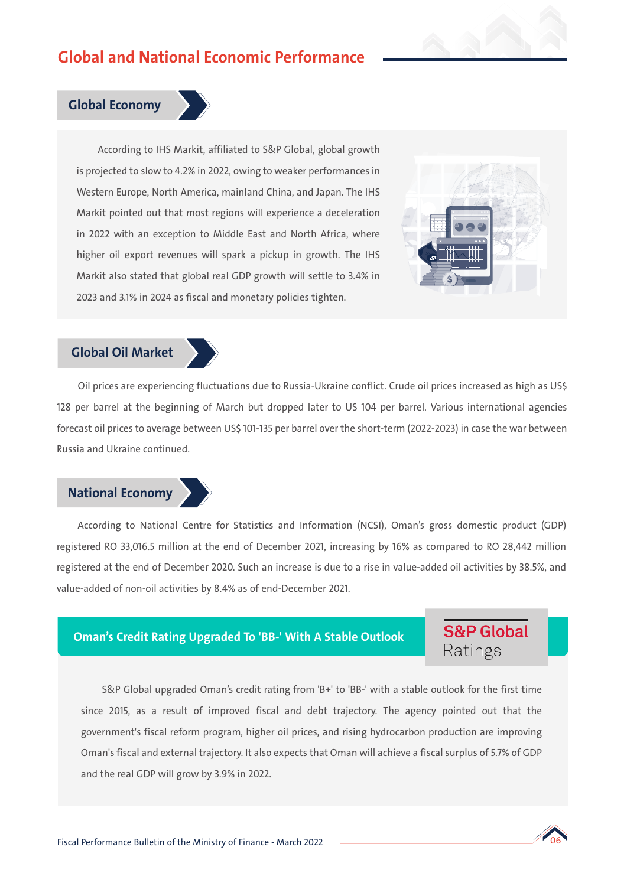# Global and National Economic Performance

## Global Economy

According to IHS Markit, affiliated to S&P Global, global growth is projected to slow to 4.2% in 2022, owing to weaker performances in Western Europe, North America, mainland China, and Japan. The IHS Markit pointed out that most regions will experience a deceleration in 2022 with an exception to Middle East and North Africa, where higher oil export revenues will spark a pickup in growth. The IHS Markit also stated that global real GDP growth will settle to 3.4% in 2023 and 3.1% in 2024 as fiscal and monetary policies tighten.

## Global Oil Market

Oil prices are experiencing fluctuations due to Russia-Ukraine conflict. Crude oil prices increased as high as US$ 128 per barrel at the beginning of March but dropped later to US 104 per barrel. Various international agencies forecast oil prices to average between US$ 101-135 per barrel over the short-term (2022-2023) in case the war between Russia and Ukraine continued.

## National Economy

According to National Centre for Statistics and Information (NCSI), Oman's gross domestic product (GDP) registered RO 33,016.5 million at the end of December 2021, increasing by 16% as compared to RO 28,442 million registered at the end of December 2020. Such an increase is due to a rise in value-added oil activities by 38.5%, and value-added of non-oil activities by 8.4% as of end-December 2021.

### Oman's Credit Rating Upgraded To 'BB-' With A Stable Outlook

S&P Global Ratings

S&P Global upgraded Oman's credit rating from 'B+' to 'BB-' with a stable outlook for the first time since 2015, as a result of improved fiscal and debt trajectory. The agency pointed out that the government's fiscal reform program, higher oil prices, and rising hydrocarbon production are improving Oman's fiscal and external trajectory. It also expects that Oman will achieve a fiscal surplus of 5.7% of GDP and the real GDP will grow by 3.9% in 2022.